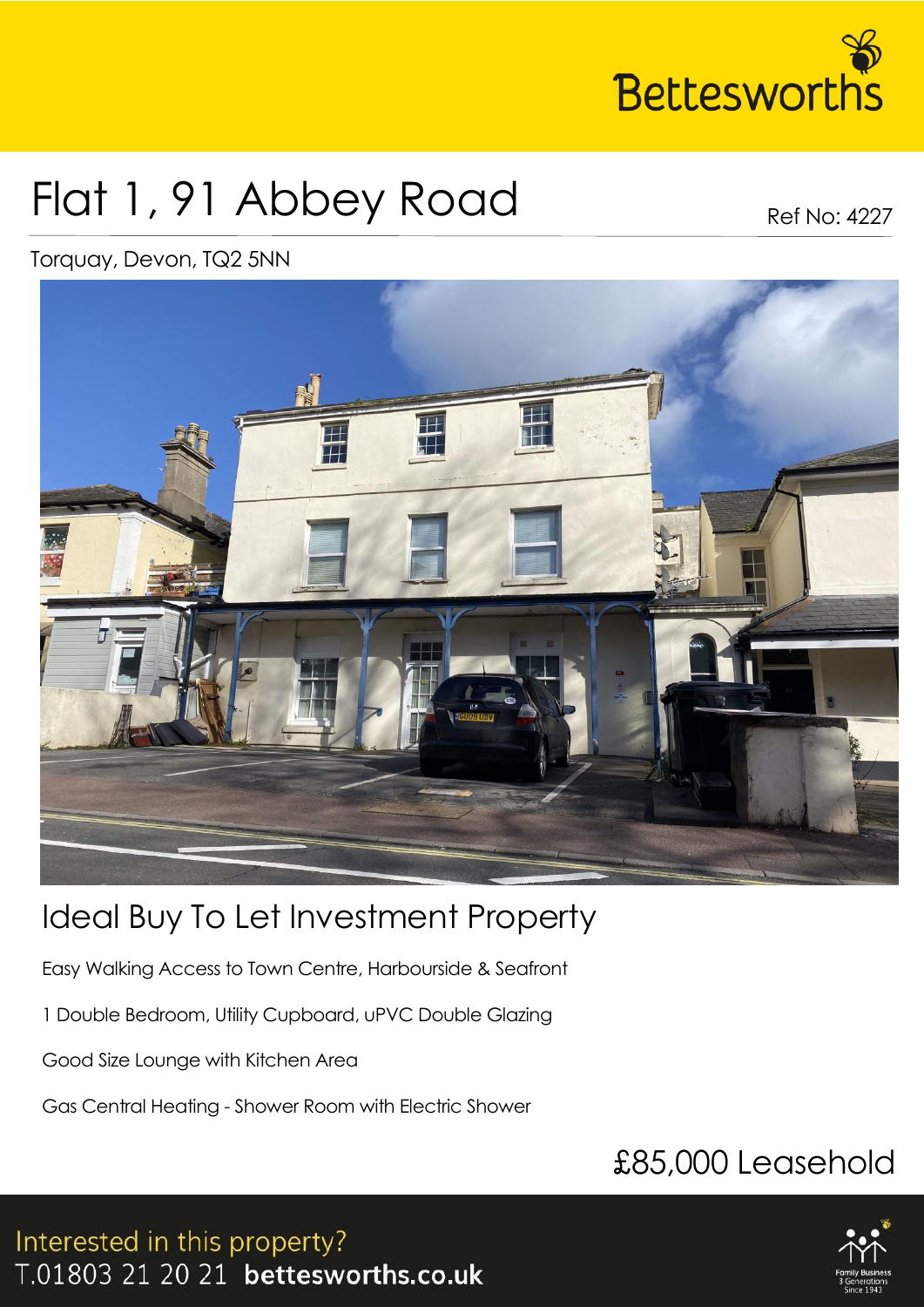Bettesworths

# Flat 1, 91 Abbey Road

Ref No: 4227

Torquay, Devon, TQ2 5NN

## Ideal Buy To Let Investment Property

Easy Walking Access to Town Centre, Harbourside & Seafront

1 Double Bedroom, Utility Cupboard, uPVC Double Glazing

Good Size Lounge with Kitchen Area

Gas Central Heating - Shower Room with Electric Shower

## £85,000 Leasehold

Interested in this property?
T.01803 21 20 21 **bettesworths.co.uk**

Family Business 3 Generations Since 1943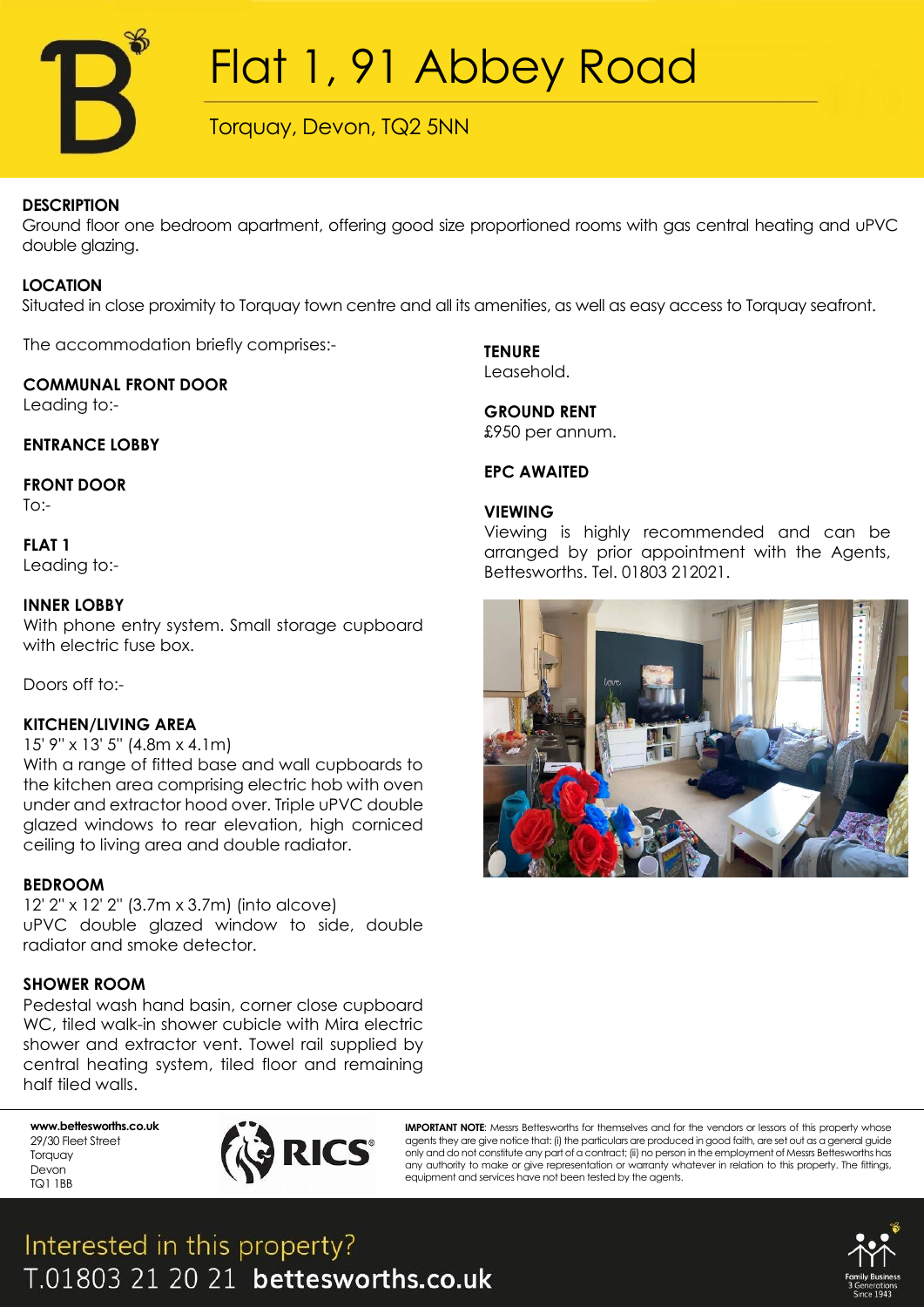# Flat 1, 91 Abbey Road

## Torquay, Devon, TQ2 5NN

**DESCRIPTION**
Ground floor one bedroom apartment, offering good size proportioned rooms with gas central heating and uPVC double glazing.

**LOCATION**
Situated in close proximity to Torquay town centre and all its amenities, as well as easy access to Torquay seafront.

The accommodation briefly comprises:-

**COMMUNAL FRONT DOOR**
Leading to:-

**ENTRANCE LOBBY**

**FRONT DOOR**
To:-

**FLAT 1**
Leading to:-

**INNER LOBBY**
With phone entry system. Small storage cupboard with electric fuse box.

Doors off to:-

**KITCHEN/LIVING AREA**
15' 9" x 13' 5" (4.8m x 4.1m)
With a range of fitted base and wall cupboards to the kitchen area comprising electric hob with oven under and extractor hood over. Triple uPVC double glazed windows to rear elevation, high corniced ceiling to living area and double radiator.

**BEDROOM**
12' 2" x 12' 2" (3.7m x 3.7m) (into alcove)
uPVC double glazed window to side, double radiator and smoke detector.

**SHOWER ROOM**
Pedestal wash hand basin, corner close cupboard WC, tiled walk-in shower cubicle with Mira electric shower and extractor vent. Towel rail supplied by central heating system, tiled floor and remaining half tiled walls.

**TENURE**
Leasehold.

**GROUND RENT**
£950 per annum.

**EPC AWAITED**

**VIEWING**
Viewing is highly recommended and can be arranged by prior appointment with the Agents, Bettesworths. Tel. 01803 212021.

**www.bettesworths.co.uk**
29/30 Fleet Street
Torquay
Devon
TQ1 1BB

**IMPORTANT NOTE**: Messrs Bettesworths for themselves and for the vendors or lessors of this property whose agents they are give notice that: (i) the particulars are produced in good faith, are set out as a general guide only and do not constitute any part of a contract; (ii) no person in the employment of Messrs Bettesworths has any authority to make or give representation or warranty whatever in relation to this property. The fittings, equipment and services have not been tested by the agents.

Interested in this property?
T.01803 21 20 21 **bettesworths.co.uk**